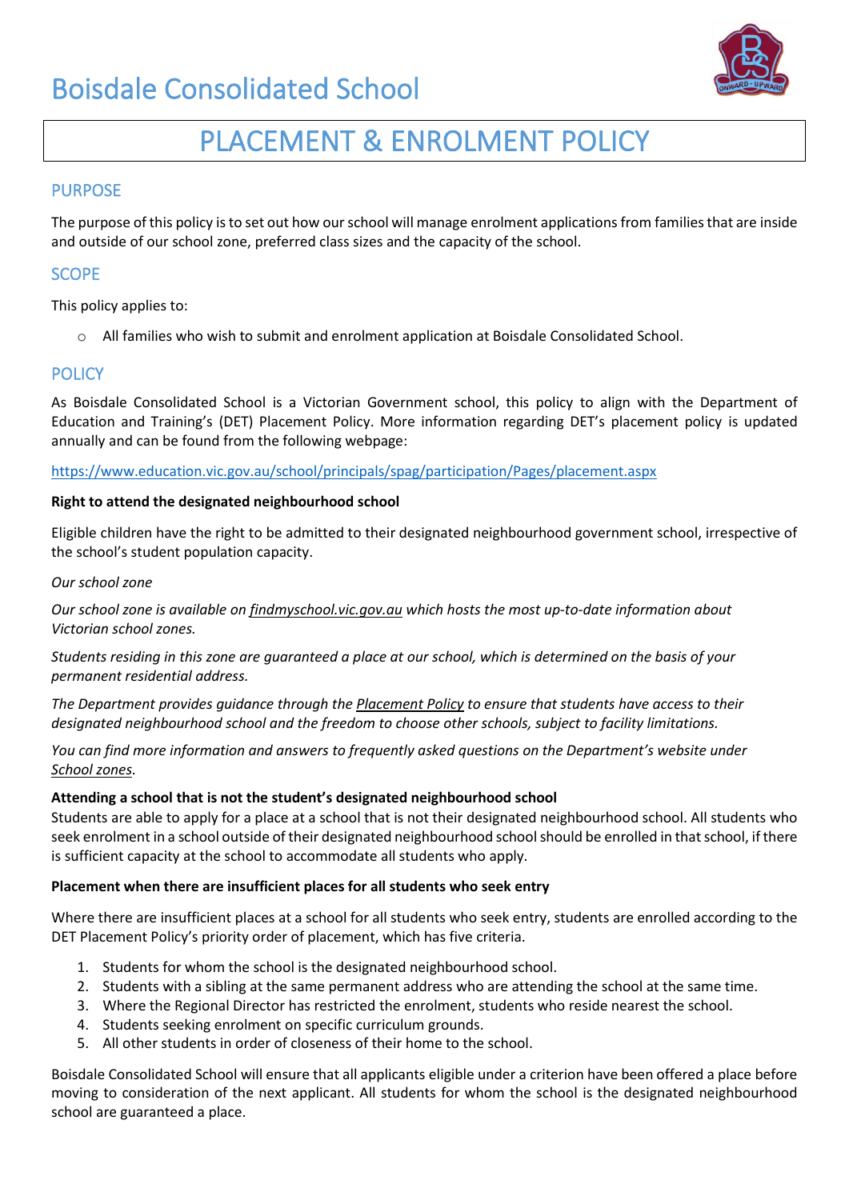# Boisdale Consolidated School

# PLACEMENT & ENROLMENT POLICY

## PURPOSE

The purpose of this policy is to set out how our school will manage enrolment applications from families that are inside and outside of our school zone, preferred class sizes and the capacity of the school.

## SCOPE

This policy applies to:

- All families who wish to submit and enrolment application at Boisdale Consolidated School.

## POLICY

As Boisdale Consolidated School is a Victorian Government school, this policy to align with the Department of Education and Training's (DET) Placement Policy. More information regarding DET's placement policy is updated annually and can be found from the following webpage:

https://www.education.vic.gov.au/school/principals/spag/participation/Pages/placement.aspx

**Right to attend the designated neighbourhood school**

Eligible children have the right to be admitted to their designated neighbourhood government school, irrespective of the school's student population capacity.

*Our school zone*

*Our school zone is available on findmyschool.vic.gov.au which hosts the most up-to-date information about Victorian school zones.*

*Students residing in this zone are guaranteed a place at our school, which is determined on the basis of your permanent residential address.*

*The Department provides guidance through the Placement Policy to ensure that students have access to their designated neighbourhood school and the freedom to choose other schools, subject to facility limitations.*

*You can find more information and answers to frequently asked questions on the Department's website under School zones.*

**Attending a school that is not the student's designated neighbourhood school**

Students are able to apply for a place at a school that is not their designated neighbourhood school. All students who seek enrolment in a school outside of their designated neighbourhood school should be enrolled in that school, if there is sufficient capacity at the school to accommodate all students who apply.

**Placement when there are insufficient places for all students who seek entry**

Where there are insufficient places at a school for all students who seek entry, students are enrolled according to the DET Placement Policy's priority order of placement, which has five criteria.

1. Students for whom the school is the designated neighbourhood school.
2. Students with a sibling at the same permanent address who are attending the school at the same time.
3. Where the Regional Director has restricted the enrolment, students who reside nearest the school.
4. Students seeking enrolment on specific curriculum grounds.
5. All other students in order of closeness of their home to the school.

Boisdale Consolidated School will ensure that all applicants eligible under a criterion have been offered a place before moving to consideration of the next applicant. All students for whom the school is the designated neighbourhood school are guaranteed a place.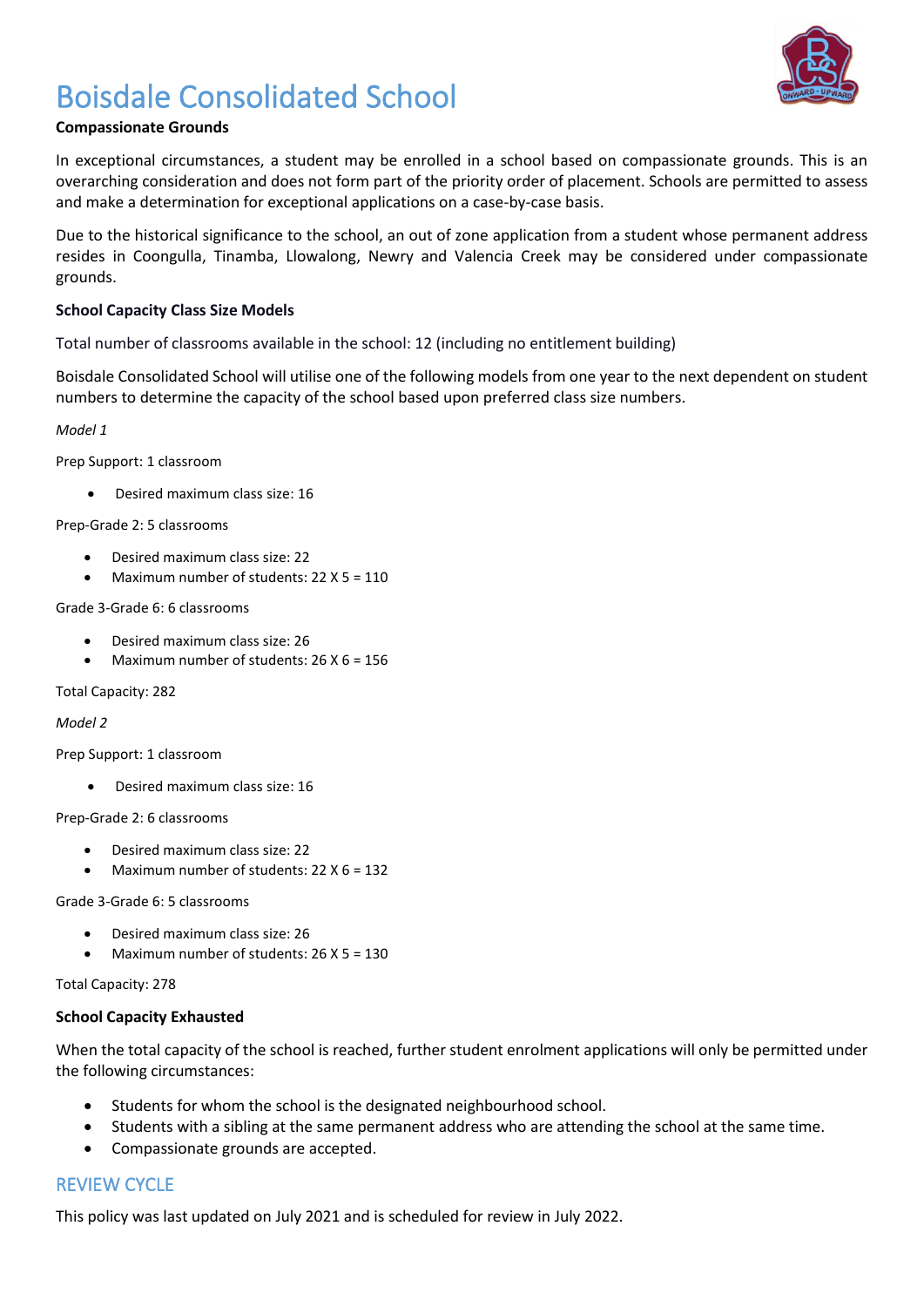# Boisdale Consolidated School

**Compassionate Grounds**

In exceptional circumstances, a student may be enrolled in a school based on compassionate grounds. This is an overarching consideration and does not form part of the priority order of placement. Schools are permitted to assess and make a determination for exceptional applications on a case-by-case basis.

Due to the historical significance to the school, an out of zone application from a student whose permanent address resides in Coongulla, Tinamba, Llowalong, Newry and Valencia Creek may be considered under compassionate grounds.

**School Capacity Class Size Models**

Total number of classrooms available in the school: 12 (including no entitlement building)

Boisdale Consolidated School will utilise one of the following models from one year to the next dependent on student numbers to determine the capacity of the school based upon preferred class size numbers.

*Model 1*

Prep Support: 1 classroom

- Desired maximum class size: 16

Prep-Grade 2: 5 classrooms

- Desired maximum class size: 22
- Maximum number of students: 22 X 5 = 110

Grade 3-Grade 6: 6 classrooms

- Desired maximum class size: 26
- Maximum number of students: 26 X 6 = 156

Total Capacity: 282

*Model 2*

Prep Support: 1 classroom

- Desired maximum class size: 16

Prep-Grade 2: 6 classrooms

- Desired maximum class size: 22
- Maximum number of students: 22 X 6 = 132

Grade 3-Grade 6: 5 classrooms

- Desired maximum class size: 26
- Maximum number of students: 26 X 5 = 130

Total Capacity: 278

**School Capacity Exhausted**

When the total capacity of the school is reached, further student enrolment applications will only be permitted under the following circumstances:

- Students for whom the school is the designated neighbourhood school.
- Students with a sibling at the same permanent address who are attending the school at the same time.
- Compassionate grounds are accepted.

## REVIEW CYCLE

This policy was last updated on July 2021 and is scheduled for review in July 2022.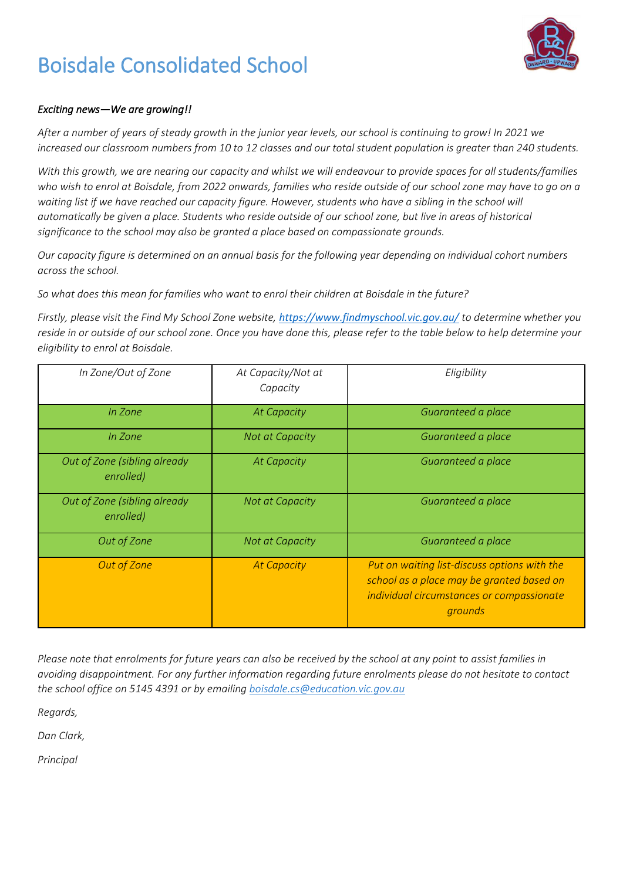# Boisdale Consolidated School

*Exciting news—We are growing!!*

*After a number of years of steady growth in the junior year levels, our school is continuing to grow! In 2021 we increased our classroom numbers from 10 to 12 classes and our total student population is greater than 240 students.*

*With this growth, we are nearing our capacity and whilst we will endeavour to provide spaces for all students/families who wish to enrol at Boisdale, from 2022 onwards, families who reside outside of our school zone may have to go on a waiting list if we have reached our capacity figure. However, students who have a sibling in the school will automatically be given a place. Students who reside outside of our school zone, but live in areas of historical significance to the school may also be granted a place based on compassionate grounds.*

*Our capacity figure is determined on an annual basis for the following year depending on individual cohort numbers across the school.*

*So what does this mean for families who want to enrol their children at Boisdale in the future?*

*Firstly, please visit the Find My School Zone website, **https://www.findmyschool.vic.gov.au/** to determine whether you reside in or outside of our school zone. Once you have done this, please refer to the table below to help determine your eligibility to enrol at Boisdale.*

| *In Zone/Out of Zone* | *At Capacity/Not at Capacity* | *Eligibility* |
|---|---|---|
| *In Zone* | *At Capacity* | *Guaranteed a place* |
| *In Zone* | *Not at Capacity* | *Guaranteed a place* |
| *Out of Zone (sibling already enrolled)* | *At Capacity* | *Guaranteed a place* |
| *Out of Zone (sibling already enrolled)* | *Not at Capacity* | *Guaranteed a place* |
| *Out of Zone* | *Not at Capacity* | *Guaranteed a place* |
| *Out of Zone* | *At Capacity* | *Put on waiting list-discuss options with the school as a place may be granted based on individual circumstances or compassionate grounds* |

*Please note that enrolments for future years can also be received by the school at any point to assist families in avoiding disappointment. For any further information regarding future enrolments please do not hesitate to contact the school office on 5145 4391 or by emailing boisdale.cs@education.vic.gov.au*

*Regards,*

*Dan Clark,*

*Principal*